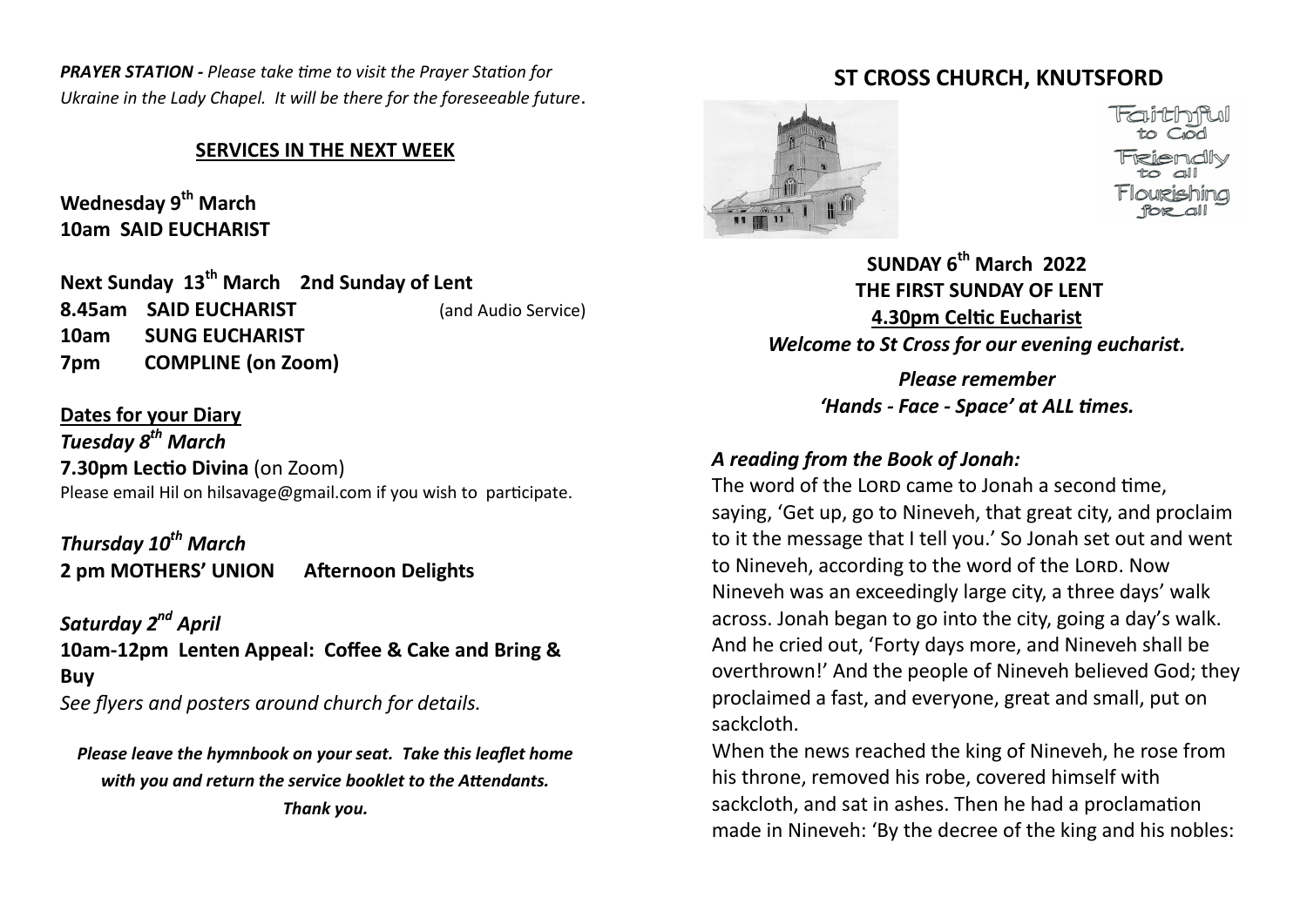***PRAYER STATION -*** *Please take time to visit the Prayer Station for Ukraine in the Lady Chapel. It will be there for the foreseeable future*.

## SERVICES IN THE NEXT WEEK

**Wednesday 9th March**
**10am SAID EUCHARIST**

**Next Sunday 13th March 2nd Sunday of Lent**
**8.45am SAID EUCHARIST** (and Audio Service)
**10am SUNG EUCHARIST**
**7pm COMPLINE (on Zoom)**

**Dates for your Diary**

***Tuesday 8th March***
**7.30pm Lectio Divina** (on Zoom)
Please email Hil on hilsavage@gmail.com if you wish to participate.

***Thursday 10th March***
**2 pm MOTHERS' UNION Afternoon Delights**

***Saturday 2nd April***
**10am-12pm Lenten Appeal: Coffee & Cake and Bring & Buy**
*See flyers and posters around church for details.*

***Please leave the hymnbook on your seat. Take this leaflet home with you and return the service booklet to the Attendants. Thank you.***

# ST CROSS CHURCH, KNUTSFORD

Faithful to God
Friendly to all
Flourishing for all

**SUNDAY 6th March 2022**
**THE FIRST SUNDAY OF LENT**
**4.30pm Celtic Eucharist**
***Welcome to St Cross for our evening eucharist.***

***Please remember 'Hands - Face - Space' at ALL times.***

***A reading from the Book of Jonah:***

The word of the LORD came to Jonah a second time, saying, 'Get up, go to Nineveh, that great city, and proclaim to it the message that I tell you.' So Jonah set out and went to Nineveh, according to the word of the LORD. Now Nineveh was an exceedingly large city, a three days' walk across. Jonah began to go into the city, going a day's walk. And he cried out, 'Forty days more, and Nineveh shall be overthrown!' And the people of Nineveh believed God; they proclaimed a fast, and everyone, great and small, put on sackcloth.

When the news reached the king of Nineveh, he rose from his throne, removed his robe, covered himself with sackcloth, and sat in ashes. Then he had a proclamation made in Nineveh: 'By the decree of the king and his nobles: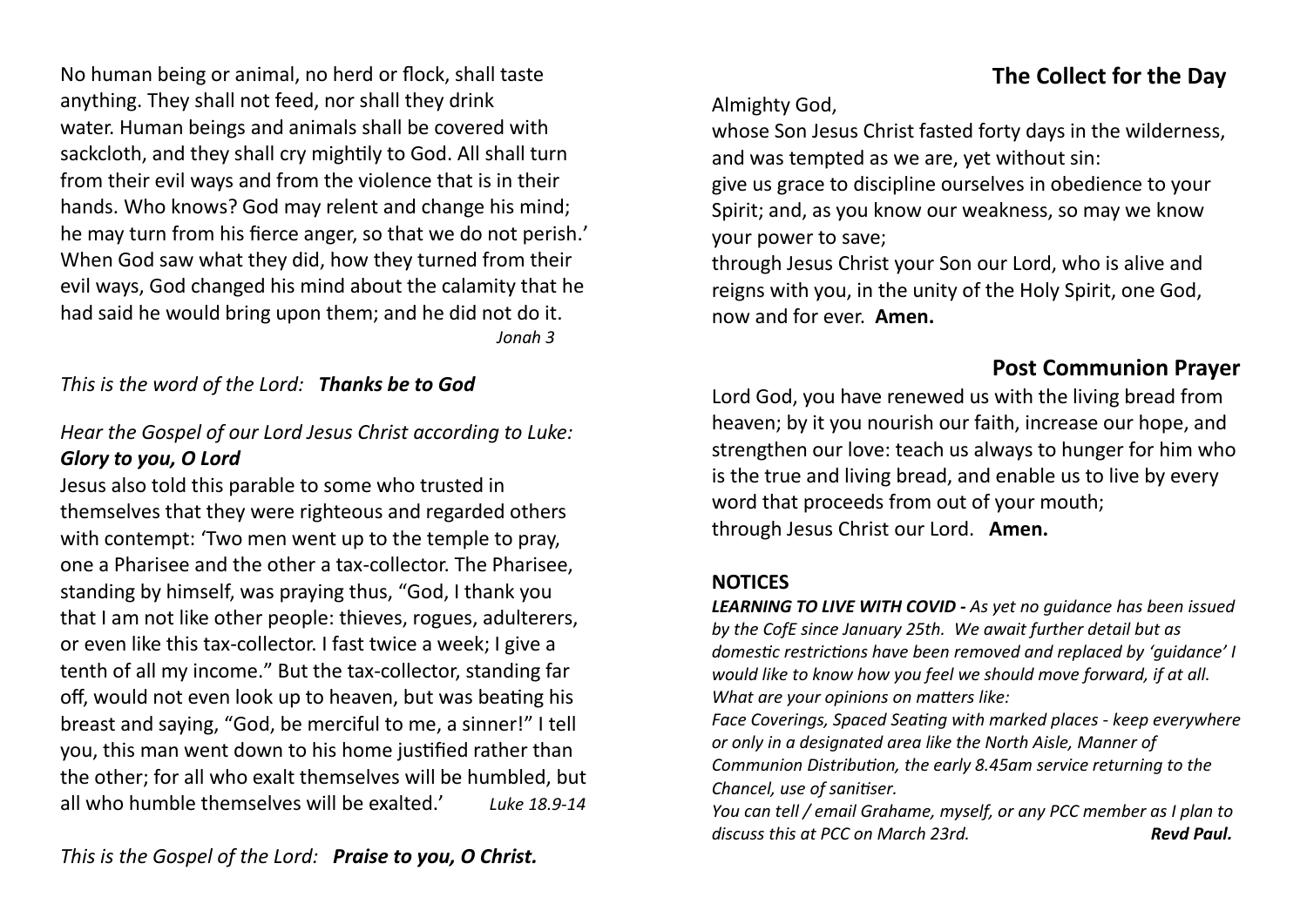No human being or animal, no herd or flock, shall taste anything. They shall not feed, nor shall they drink water. Human beings and animals shall be covered with sackcloth, and they shall cry mightily to God. All shall turn from their evil ways and from the violence that is in their hands. Who knows? God may relent and change his mind; he may turn from his fierce anger, so that we do not perish.' When God saw what they did, how they turned from their evil ways, God changed his mind about the calamity that he had said he would bring upon them; and he did not do it. *Jonah 3*

*This is the word of the Lord:* ***Thanks be to God***

*Hear the Gospel of our Lord Jesus Christ according to Luke:*
***Glory to you, O Lord***

Jesus also told this parable to some who trusted in themselves that they were righteous and regarded others with contempt: 'Two men went up to the temple to pray, one a Pharisee and the other a tax-collector. The Pharisee, standing by himself, was praying thus, "God, I thank you that I am not like other people: thieves, rogues, adulterers, or even like this tax-collector. I fast twice a week; I give a tenth of all my income." But the tax-collector, standing far off, would not even look up to heaven, but was beating his breast and saying, "God, be merciful to me, a sinner!" I tell you, this man went down to his home justified rather than the other; for all who exalt themselves will be humbled, but all who humble themselves will be exalted.' *Luke 18.9-14*

*This is the Gospel of the Lord:* ***Praise to you, O Christ.***

## The Collect for the Day

Almighty God,
whose Son Jesus Christ fasted forty days in the wilderness, and was tempted as we are, yet without sin:
give us grace to discipline ourselves in obedience to your Spirit; and, as you know our weakness, so may we know your power to save;
through Jesus Christ your Son our Lord, who is alive and reigns with you, in the unity of the Holy Spirit, one God, now and for ever. **Amen.**

## Post Communion Prayer

Lord God, you have renewed us with the living bread from heaven; by it you nourish our faith, increase our hope, and strengthen our love: teach us always to hunger for him who is the true and living bread, and enable us to live by every word that proceeds from out of your mouth;
through Jesus Christ our Lord. **Amen.**

### NOTICES

***LEARNING TO LIVE WITH COVID -*** *As yet no guidance has been issued by the CofE since January 25th. We await further detail but as domestic restrictions have been removed and replaced by 'guidance' I would like to know how you feel we should move forward, if at all. What are your opinions on matters like:*
*Face Coverings, Spaced Seating with marked places - keep everywhere or only in a designated area like the North Aisle, Manner of Communion Distribution, the early 8.45am service returning to the Chancel, use of sanitiser.*
*You can tell / email Grahame, myself, or any PCC member as I plan to discuss this at PCC on March 23rd.* ***Revd Paul.***